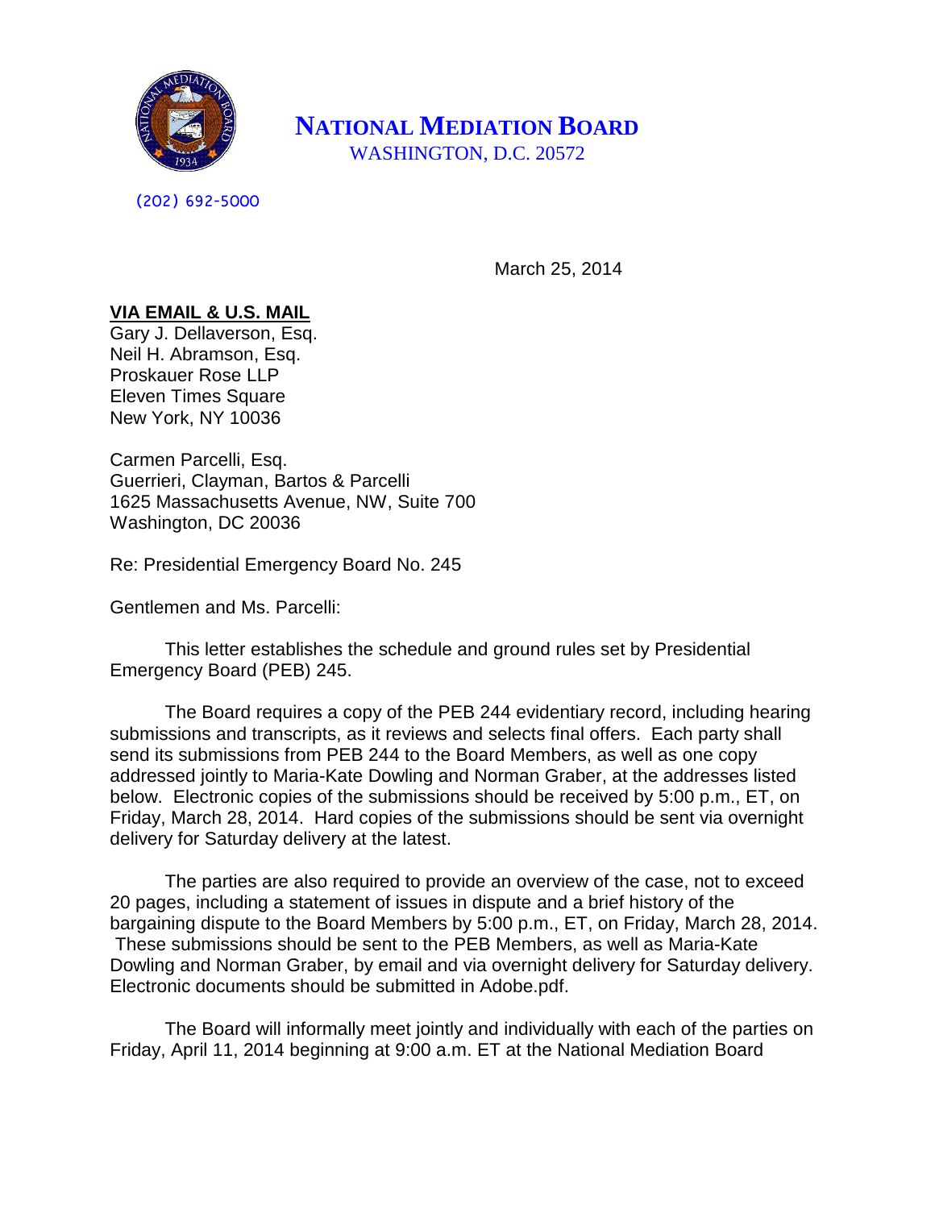# NATIONAL MEDIATION BOARD

WASHINGTON, D.C. 20572

(202) 692-5000

March 25, 2014

**VIA EMAIL & U.S. MAIL**
Gary J. Dellaverson, Esq.
Neil H. Abramson, Esq.
Proskauer Rose LLP
Eleven Times Square
New York, NY 10036

Carmen Parcelli, Esq.
Guerrieri, Clayman, Bartos & Parcelli
1625 Massachusetts Avenue, NW, Suite 700
Washington, DC 20036

Re: Presidential Emergency Board No. 245

Gentlemen and Ms. Parcelli:

This letter establishes the schedule and ground rules set by Presidential Emergency Board (PEB) 245.

The Board requires a copy of the PEB 244 evidentiary record, including hearing submissions and transcripts, as it reviews and selects final offers. Each party shall send its submissions from PEB 244 to the Board Members, as well as one copy addressed jointly to Maria-Kate Dowling and Norman Graber, at the addresses listed below. Electronic copies of the submissions should be received by 5:00 p.m., ET, on Friday, March 28, 2014. Hard copies of the submissions should be sent via overnight delivery for Saturday delivery at the latest.

The parties are also required to provide an overview of the case, not to exceed 20 pages, including a statement of issues in dispute and a brief history of the bargaining dispute to the Board Members by 5:00 p.m., ET, on Friday, March 28, 2014. These submissions should be sent to the PEB Members, as well as Maria-Kate Dowling and Norman Graber, by email and via overnight delivery for Saturday delivery. Electronic documents should be submitted in Adobe.pdf.

The Board will informally meet jointly and individually with each of the parties on Friday, April 11, 2014 beginning at 9:00 a.m. ET at the National Mediation Board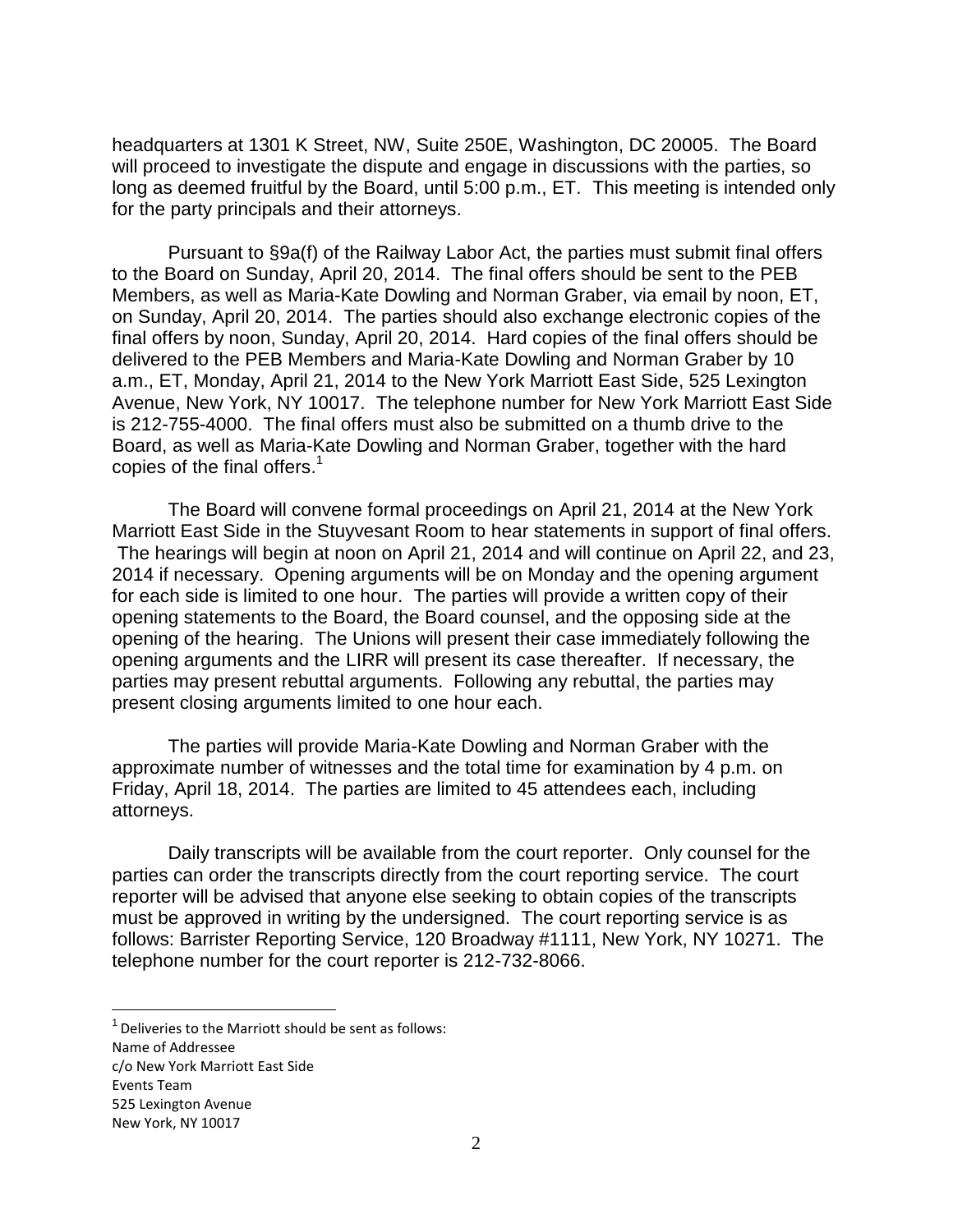headquarters at 1301 K Street, NW, Suite 250E, Washington, DC 20005. The Board will proceed to investigate the dispute and engage in discussions with the parties, so long as deemed fruitful by the Board, until 5:00 p.m., ET. This meeting is intended only for the party principals and their attorneys.

Pursuant to §9a(f) of the Railway Labor Act, the parties must submit final offers to the Board on Sunday, April 20, 2014. The final offers should be sent to the PEB Members, as well as Maria-Kate Dowling and Norman Graber, via email by noon, ET, on Sunday, April 20, 2014. The parties should also exchange electronic copies of the final offers by noon, Sunday, April 20, 2014. Hard copies of the final offers should be delivered to the PEB Members and Maria-Kate Dowling and Norman Graber by 10 a.m., ET, Monday, April 21, 2014 to the New York Marriott East Side, 525 Lexington Avenue, New York, NY 10017. The telephone number for New York Marriott East Side is 212-755-4000. The final offers must also be submitted on a thumb drive to the Board, as well as Maria-Kate Dowling and Norman Graber, together with the hard copies of the final offers.[1]

The Board will convene formal proceedings on April 21, 2014 at the New York Marriott East Side in the Stuyvesant Room to hear statements in support of final offers. The hearings will begin at noon on April 21, 2014 and will continue on April 22, and 23, 2014 if necessary. Opening arguments will be on Monday and the opening argument for each side is limited to one hour. The parties will provide a written copy of their opening statements to the Board, the Board counsel, and the opposing side at the opening of the hearing. The Unions will present their case immediately following the opening arguments and the LIRR will present its case thereafter. If necessary, the parties may present rebuttal arguments. Following any rebuttal, the parties may present closing arguments limited to one hour each.

The parties will provide Maria-Kate Dowling and Norman Graber with the approximate number of witnesses and the total time for examination by 4 p.m. on Friday, April 18, 2014. The parties are limited to 45 attendees each, including attorneys.

Daily transcripts will be available from the court reporter. Only counsel for the parties can order the transcripts directly from the court reporting service. The court reporter will be advised that anyone else seeking to obtain copies of the transcripts must be approved in writing by the undersigned. The court reporting service is as follows: Barrister Reporting Service, 120 Broadway #1111, New York, NY 10271. The telephone number for the court reporter is 212-732-8066.

---

[1] Deliveries to the Marriott should be sent as follows:
Name of Addressee
c/o New York Marriott East Side
Events Team
525 Lexington Avenue
New York, NY 10017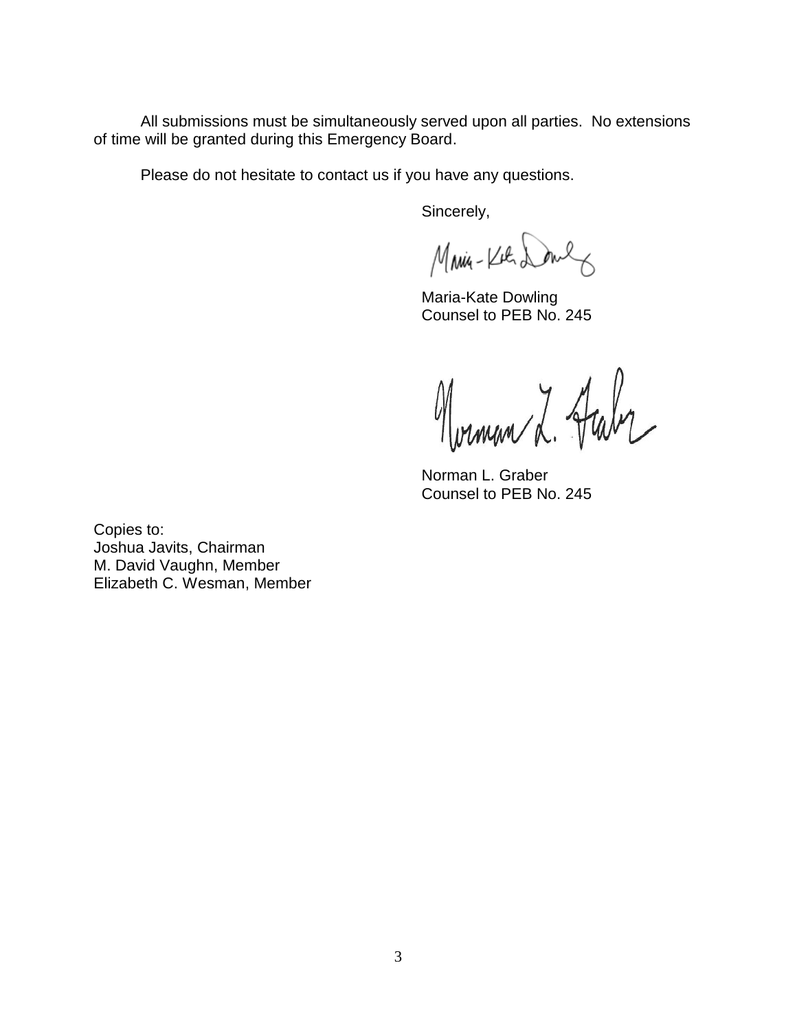All submissions must be simultaneously served upon all parties. No extensions of time will be granted during this Emergency Board.

Please do not hesitate to contact us if you have any questions.

Sincerely,

Maria-Kate Dowling  
Counsel to PEB No. 245

Norman L. Graber  
Counsel to PEB No. 245

Copies to:  
Joshua Javits, Chairman  
M. David Vaughn, Member  
Elizabeth C. Wesman, Member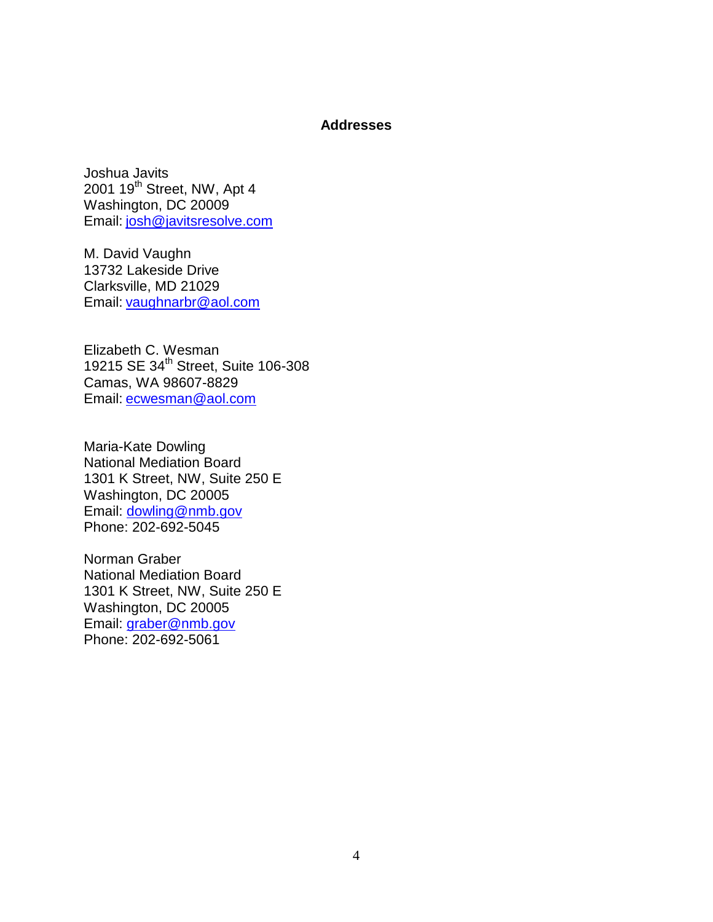**Addresses**

Joshua Javits
2001 19th Street, NW, Apt 4
Washington, DC 20009
Email: josh@javitsresolve.com

M. David Vaughn
13732 Lakeside Drive
Clarksville, MD 21029
Email: vaughnarbr@aol.com

Elizabeth C. Wesman
19215 SE 34th Street, Suite 106-308
Camas, WA 98607-8829
Email: ecwesman@aol.com

Maria-Kate Dowling
National Mediation Board
1301 K Street, NW, Suite 250 E
Washington, DC 20005
Email: dowling@nmb.gov
Phone: 202-692-5045

Norman Graber
National Mediation Board
1301 K Street, NW, Suite 250 E
Washington, DC 20005
Email: graber@nmb.gov
Phone: 202-692-5061